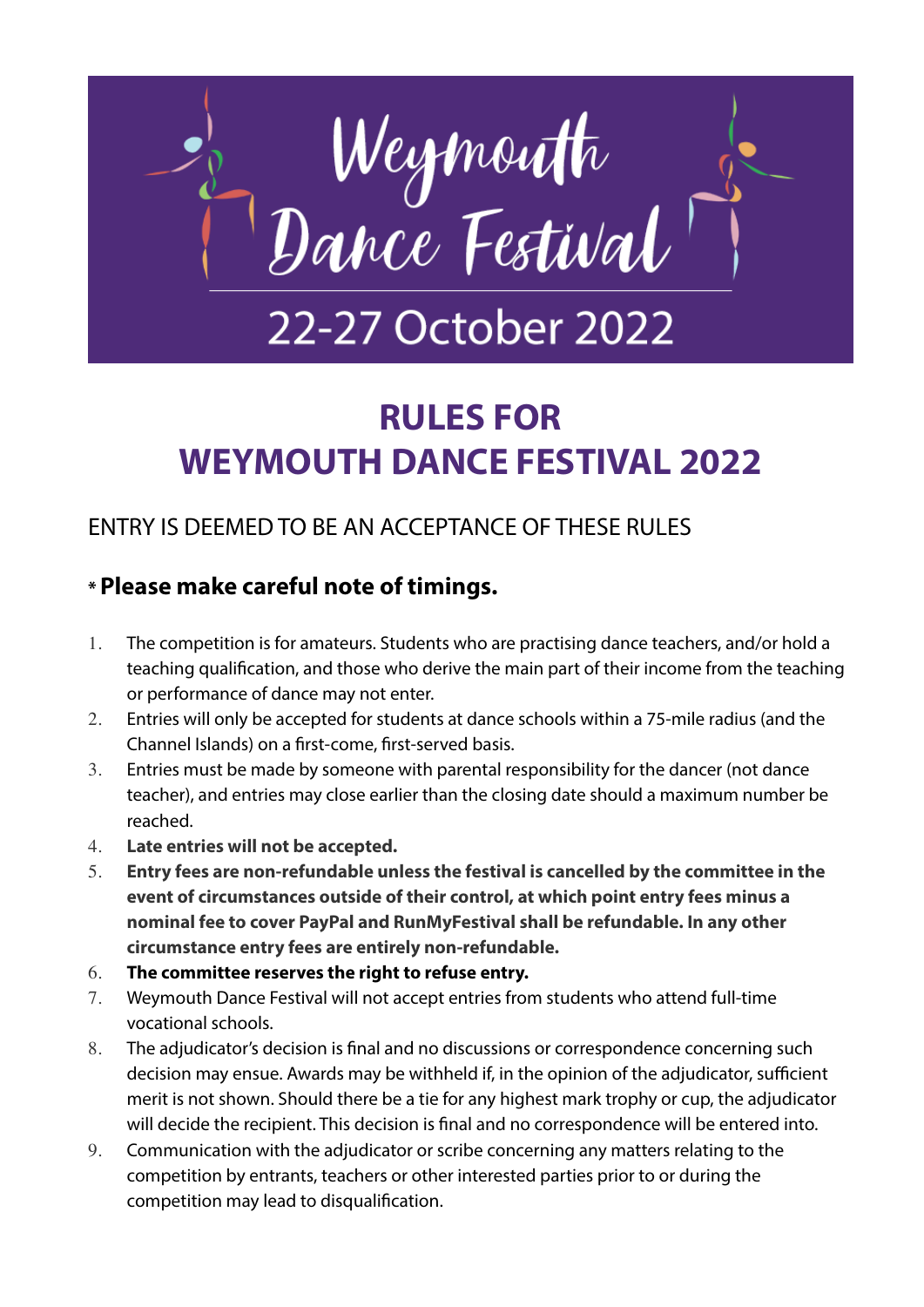# Weymouth Dance Festival

22-27 October 2022

# RULES FOR WEYMOUTH DANCE FESTIVAL 2022

ENTRY IS DEEMED TO BE AN ACCEPTANCE OF THESE RULES

### * Please make careful note of timings.

1. The competition is for amateurs. Students who are practising dance teachers, and/or hold a teaching qualification, and those who derive the main part of their income from the teaching or performance of dance may not enter.
2. Entries will only be accepted for students at dance schools within a 75-mile radius (and the Channel Islands) on a first-come, first-served basis.
3. Entries must be made by someone with parental responsibility for the dancer (not dance teacher), and entries may close earlier than the closing date should a maximum number be reached.
4. **Late entries will not be accepted.**
5. **Entry fees are non-refundable unless the festival is cancelled by the committee in the event of circumstances outside of their control, at which point entry fees minus a nominal fee to cover PayPal and RunMyFestival shall be refundable. In any other circumstance entry fees are entirely non-refundable.**
6. **The committee reserves the right to refuse entry.**
7. Weymouth Dance Festival will not accept entries from students who attend full-time vocational schools.
8. The adjudicator's decision is final and no discussions or correspondence concerning such decision may ensue. Awards may be withheld if, in the opinion of the adjudicator, sufficient merit is not shown. Should there be a tie for any highest mark trophy or cup, the adjudicator will decide the recipient. This decision is final and no correspondence will be entered into.
9. Communication with the adjudicator or scribe concerning any matters relating to the competition by entrants, teachers or other interested parties prior to or during the competition may lead to disqualification.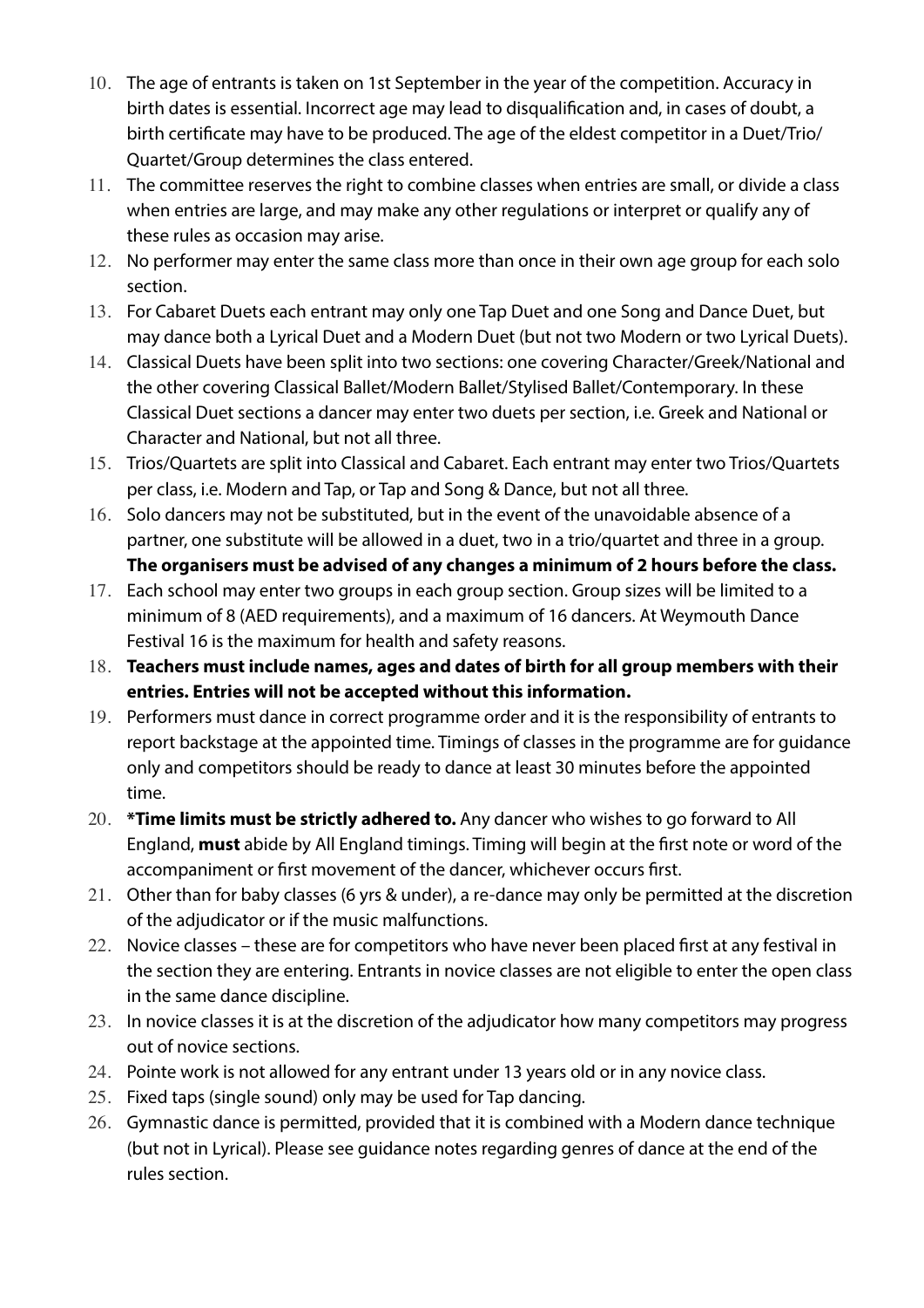10. The age of entrants is taken on 1st September in the year of the competition. Accuracy in birth dates is essential. Incorrect age may lead to disqualification and, in cases of doubt, a birth certificate may have to be produced. The age of the eldest competitor in a Duet/Trio/Quartet/Group determines the class entered.
11. The committee reserves the right to combine classes when entries are small, or divide a class when entries are large, and may make any other regulations or interpret or qualify any of these rules as occasion may arise.
12. No performer may enter the same class more than once in their own age group for each solo section.
13. For Cabaret Duets each entrant may only one Tap Duet and one Song and Dance Duet, but may dance both a Lyrical Duet and a Modern Duet (but not two Modern or two Lyrical Duets).
14. Classical Duets have been split into two sections: one covering Character/Greek/National and the other covering Classical Ballet/Modern Ballet/Stylised Ballet/Contemporary. In these Classical Duet sections a dancer may enter two duets per section, i.e. Greek and National or Character and National, but not all three.
15. Trios/Quartets are split into Classical and Cabaret. Each entrant may enter two Trios/Quartets per class, i.e. Modern and Tap, or Tap and Song & Dance, but not all three.
16. Solo dancers may not be substituted, but in the event of the unavoidable absence of a partner, one substitute will be allowed in a duet, two in a trio/quartet and three in a group. **The organisers must be advised of any changes a minimum of 2 hours before the class.**
17. Each school may enter two groups in each group section. Group sizes will be limited to a minimum of 8 (AED requirements), and a maximum of 16 dancers. At Weymouth Dance Festival 16 is the maximum for health and safety reasons.
18. **Teachers must include names, ages and dates of birth for all group members with their entries. Entries will not be accepted without this information.**
19. Performers must dance in correct programme order and it is the responsibility of entrants to report backstage at the appointed time. Timings of classes in the programme are for guidance only and competitors should be ready to dance at least 30 minutes before the appointed time.
20. ***Time limits must be strictly adhered to.** Any dancer who wishes to go forward to All England, **must** abide by All England timings. Timing will begin at the first note or word of the accompaniment or first movement of the dancer, whichever occurs first.
21. Other than for baby classes (6 yrs & under), a re-dance may only be permitted at the discretion of the adjudicator or if the music malfunctions.
22. Novice classes – these are for competitors who have never been placed first at any festival in the section they are entering. Entrants in novice classes are not eligible to enter the open class in the same dance discipline.
23. In novice classes it is at the discretion of the adjudicator how many competitors may progress out of novice sections.
24. Pointe work is not allowed for any entrant under 13 years old or in any novice class.
25. Fixed taps (single sound) only may be used for Tap dancing.
26. Gymnastic dance is permitted, provided that it is combined with a Modern dance technique (but not in Lyrical). Please see guidance notes regarding genres of dance at the end of the rules section.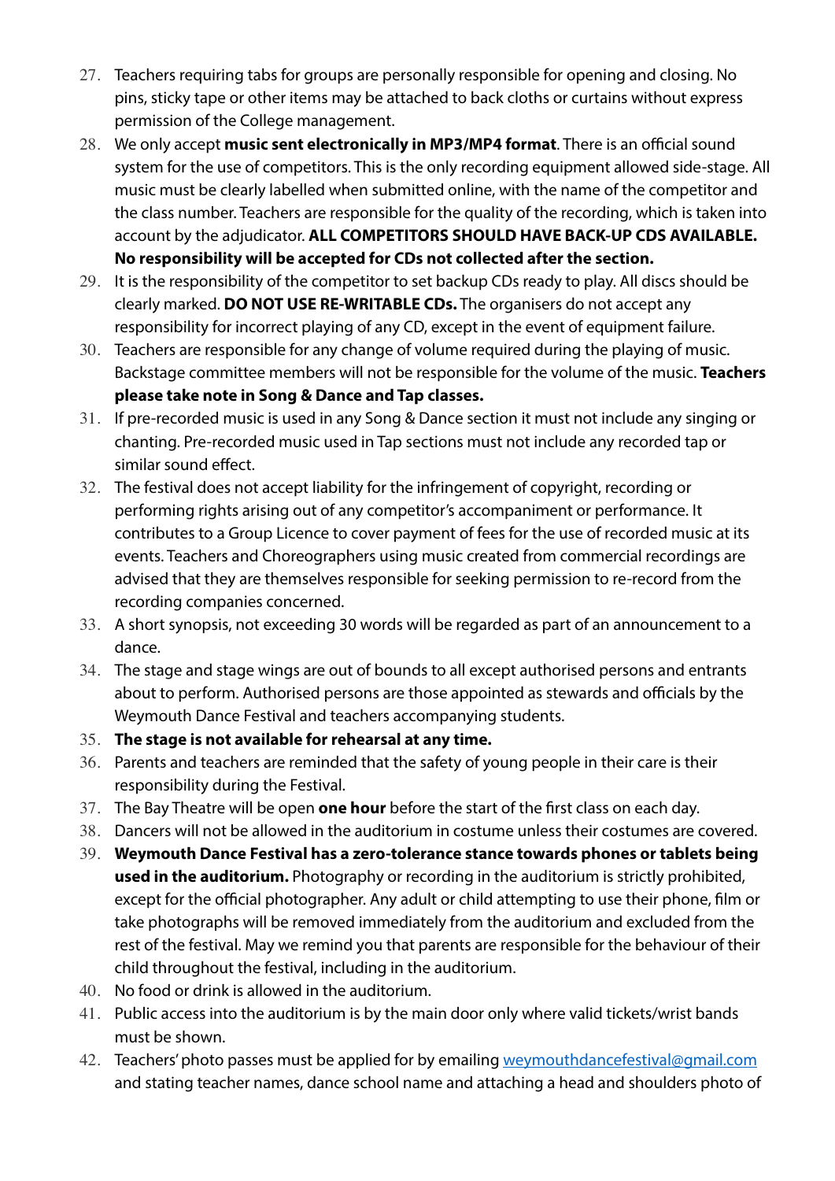27. Teachers requiring tabs for groups are personally responsible for opening and closing. No pins, sticky tape or other items may be attached to back cloths or curtains without express permission of the College management.
28. We only accept **music sent electronically in MP3/MP4 format**. There is an official sound system for the use of competitors. This is the only recording equipment allowed side-stage. All music must be clearly labelled when submitted online, with the name of the competitor and the class number. Teachers are responsible for the quality of the recording, which is taken into account by the adjudicator. **ALL COMPETITORS SHOULD HAVE BACK-UP CDS AVAILABLE. No responsibility will be accepted for CDs not collected after the section.**
29. It is the responsibility of the competitor to set backup CDs ready to play. All discs should be clearly marked. **DO NOT USE RE-WRITABLE CDs.** The organisers do not accept any responsibility for incorrect playing of any CD, except in the event of equipment failure.
30. Teachers are responsible for any change of volume required during the playing of music. Backstage committee members will not be responsible for the volume of the music. **Teachers please take note in Song & Dance and Tap classes.**
31. If pre-recorded music is used in any Song & Dance section it must not include any singing or chanting. Pre-recorded music used in Tap sections must not include any recorded tap or similar sound effect.
32. The festival does not accept liability for the infringement of copyright, recording or performing rights arising out of any competitor's accompaniment or performance. It contributes to a Group Licence to cover payment of fees for the use of recorded music at its events. Teachers and Choreographers using music created from commercial recordings are advised that they are themselves responsible for seeking permission to re-record from the recording companies concerned.
33. A short synopsis, not exceeding 30 words will be regarded as part of an announcement to a dance.
34. The stage and stage wings are out of bounds to all except authorised persons and entrants about to perform. Authorised persons are those appointed as stewards and officials by the Weymouth Dance Festival and teachers accompanying students.
35. **The stage is not available for rehearsal at any time.**
36. Parents and teachers are reminded that the safety of young people in their care is their responsibility during the Festival.
37. The Bay Theatre will be open **one hour** before the start of the first class on each day.
38. Dancers will not be allowed in the auditorium in costume unless their costumes are covered.
39. **Weymouth Dance Festival has a zero-tolerance stance towards phones or tablets being used in the auditorium.** Photography or recording in the auditorium is strictly prohibited, except for the official photographer. Any adult or child attempting to use their phone, film or take photographs will be removed immediately from the auditorium and excluded from the rest of the festival. May we remind you that parents are responsible for the behaviour of their child throughout the festival, including in the auditorium.
40. No food or drink is allowed in the auditorium.
41. Public access into the auditorium is by the main door only where valid tickets/wrist bands must be shown.
42. Teachers' photo passes must be applied for by emailing weymouthdancefestival@gmail.com and stating teacher names, dance school name and attaching a head and shoulders photo of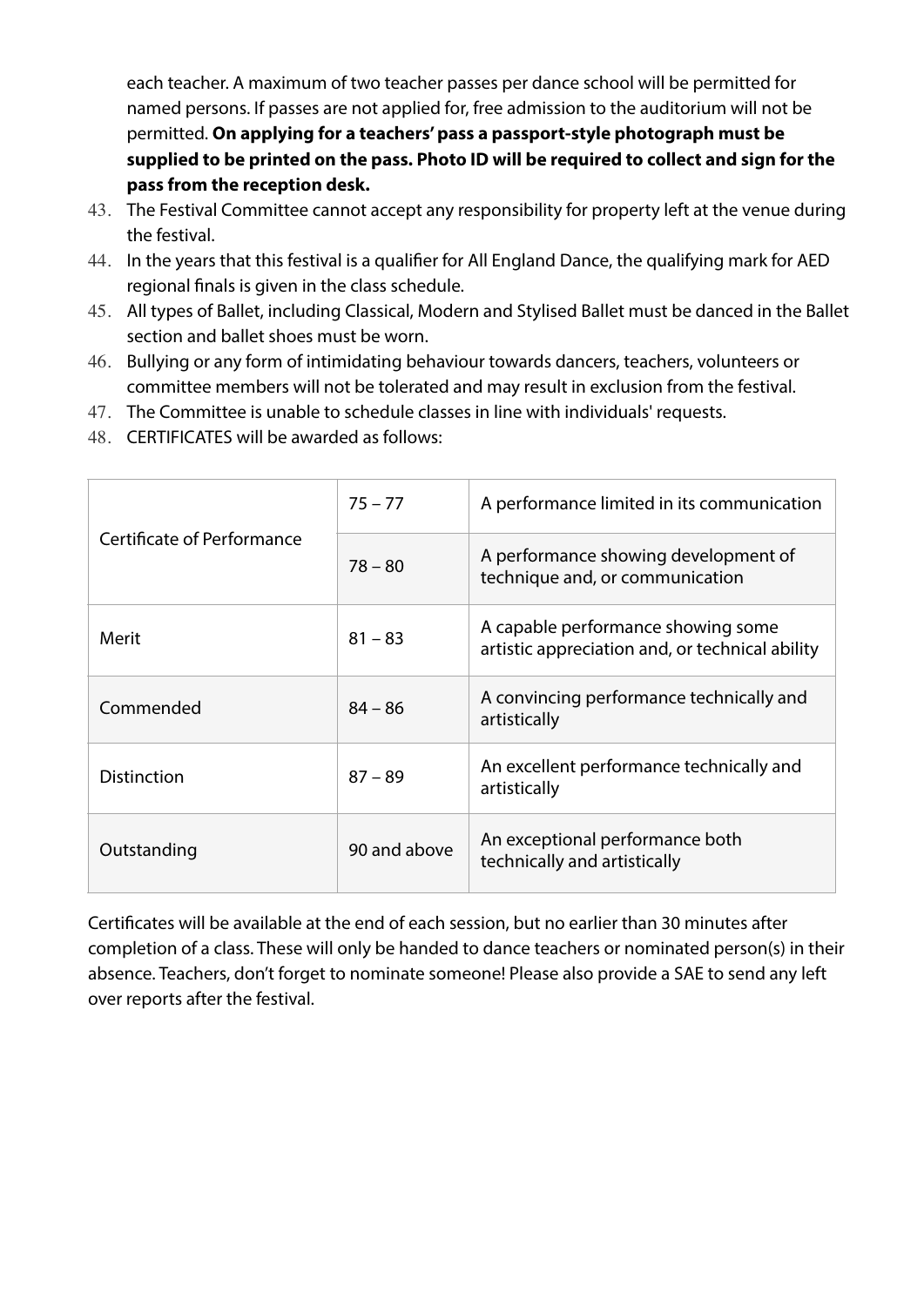each teacher. A maximum of two teacher passes per dance school will be permitted for named persons. If passes are not applied for, free admission to the auditorium will not be permitted. **On applying for a teachers' pass a passport-style photograph must be supplied to be printed on the pass. Photo ID will be required to collect and sign for the pass from the reception desk.**

43. The Festival Committee cannot accept any responsibility for property left at the venue during the festival.
44. In the years that this festival is a qualifier for All England Dance, the qualifying mark for AED regional finals is given in the class schedule.
45. All types of Ballet, including Classical, Modern and Stylised Ballet must be danced in the Ballet section and ballet shoes must be worn.
46. Bullying or any form of intimidating behaviour towards dancers, teachers, volunteers or committee members will not be tolerated and may result in exclusion from the festival.
47. The Committee is unable to schedule classes in line with individuals' requests.
48. CERTIFICATES will be awarded as follows:

| | | |
|---|---|---|
| Certificate of Performance | 75 – 77 | A performance limited in its communication |
| | 78 – 80 | A performance showing development of technique and, or communication |
| Merit | 81 – 83 | A capable performance showing some artistic appreciation and, or technical ability |
| Commended | 84 – 86 | A convincing performance technically and artistically |
| Distinction | 87 – 89 | An excellent performance technically and artistically |
| Outstanding | 90 and above | An exceptional performance both technically and artistically |

Certificates will be available at the end of each session, but no earlier than 30 minutes after completion of a class. These will only be handed to dance teachers or nominated person(s) in their absence. Teachers, don't forget to nominate someone! Please also provide a SAE to send any left over reports after the festival.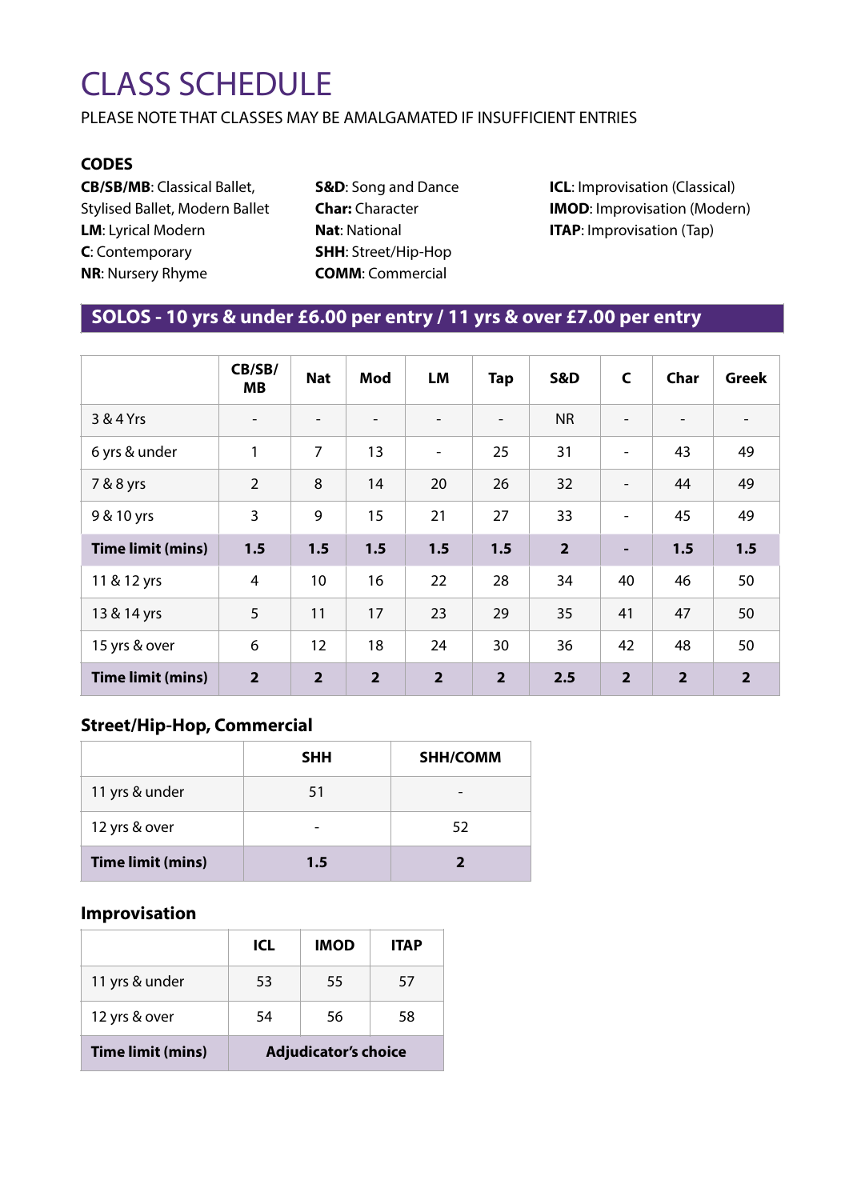# CLASS SCHEDULE

PLEASE NOTE THAT CLASSES MAY BE AMALGAMATED IF INSUFFICIENT ENTRIES

### CODES

**CB/SB/MB**: Classical Ballet, Stylised Ballet, Modern Ballet
**LM**: Lyrical Modern
**C**: Contemporary
**NR**: Nursery Rhyme
**S&D**: Song and Dance
**Char:** Character
**Nat**: National
**SHH**: Street/Hip-Hop
**COMM**: Commercial
**ICL**: Improvisation (Classical)
**IMOD**: Improvisation (Modern)
**ITAP**: Improvisation (Tap)

## SOLOS - 10 yrs & under £6.00 per entry / 11 yrs & over £7.00 per entry

| | CB/SB/MB | Nat | Mod | LM | Tap | S&D | C | Char | Greek |
|---|---|---|---|---|---|---|---|---|---|
| 3 & 4 Yrs | - | - | - | - | - | NR | - | - | - |
| 6 yrs & under | 1 | 7 | 13 | - | 25 | 31 | - | 43 | 49 |
| 7 & 8 yrs | 2 | 8 | 14 | 20 | 26 | 32 | - | 44 | 49 |
| 9 & 10 yrs | 3 | 9 | 15 | 21 | 27 | 33 | - | 45 | 49 |
| **Time limit (mins)** | **1.5** | **1.5** | **1.5** | **1.5** | **1.5** | **2** | **-** | **1.5** | **1.5** |
| 11 & 12 yrs | 4 | 10 | 16 | 22 | 28 | 34 | 40 | 46 | 50 |
| 13 & 14 yrs | 5 | 11 | 17 | 23 | 29 | 35 | 41 | 47 | 50 |
| 15 yrs & over | 6 | 12 | 18 | 24 | 30 | 36 | 42 | 48 | 50 |
| **Time limit (mins)** | **2** | **2** | **2** | **2** | **2** | **2.5** | **2** | **2** | **2** |

### Street/Hip-Hop, Commercial

| | SHH | SHH/COMM |
|---|---|---|
| 11 yrs & under | 51 | - |
| 12 yrs & over | - | 52 |
| **Time limit (mins)** | **1.5** | **2** |

### Improvisation

| | ICL | IMOD | ITAP |
|---|---|---|---|
| 11 yrs & under | 53 | 55 | 57 |
| 12 yrs & over | 54 | 56 | 58 |
| **Time limit (mins)** | **Adjudicator's choice** | | |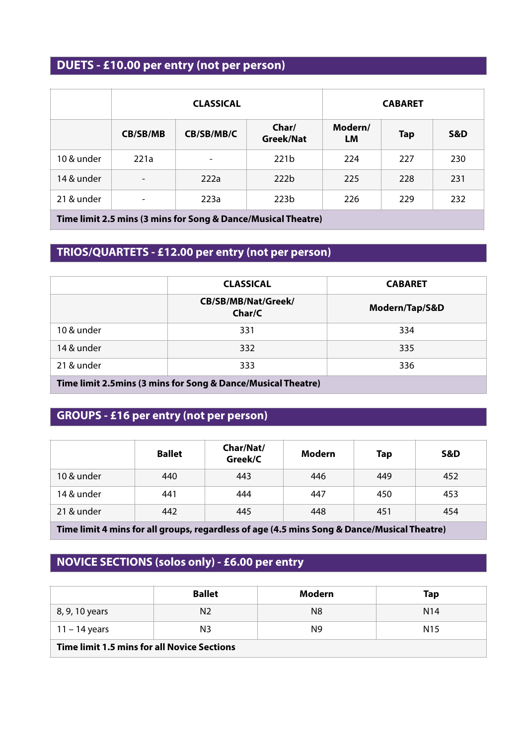## DUETS - £10.00 per entry (not per person)

| | CLASSICAL | | | CABARET | | |
|---|---|---|---|---|---|---|
| | CB/SB/MB | CB/SB/MB/C | Char/ Greek/Nat | Modern/ LM | Tap | S&D |
| 10 & under | 221a | - | 221b | 224 | 227 | 230 |
| 14 & under | - | 222a | 222b | 225 | 228 | 231 |
| 21 & under | - | 223a | 223b | 226 | 229 | 232 |
| **Time limit 2.5 mins (3 mins for Song & Dance/Musical Theatre)** | | | | | | |

## TRIOS/QUARTETS - £12.00 per entry (not per person)

| | CLASSICAL | CABARET |
|---|---|---|
| | CB/SB/MB/Nat/Greek/ Char/C | Modern/Tap/S&D |
| 10 & under | 331 | 334 |
| 14 & under | 332 | 335 |
| 21 & under | 333 | 336 |
| **Time limit 2.5mins (3 mins for Song & Dance/Musical Theatre)** | | |

## GROUPS - £16 per entry (not per person)

| | Ballet | Char/Nat/ Greek/C | Modern | Tap | S&D |
|---|---|---|---|---|---|
| 10 & under | 440 | 443 | 446 | 449 | 452 |
| 14 & under | 441 | 444 | 447 | 450 | 453 |
| 21 & under | 442 | 445 | 448 | 451 | 454 |
| **Time limit 4 mins for all groups, regardless of age (4.5 mins Song & Dance/Musical Theatre)** | | | | | |

## NOVICE SECTIONS (solos only) - £6.00 per entry

| | Ballet | Modern | Tap |
|---|---|---|---|
| 8, 9, 10 years | N2 | N8 | N14 |
| 11 – 14 years | N3 | N9 | N15 |
| **Time limit 1.5 mins for all Novice Sections** | | | |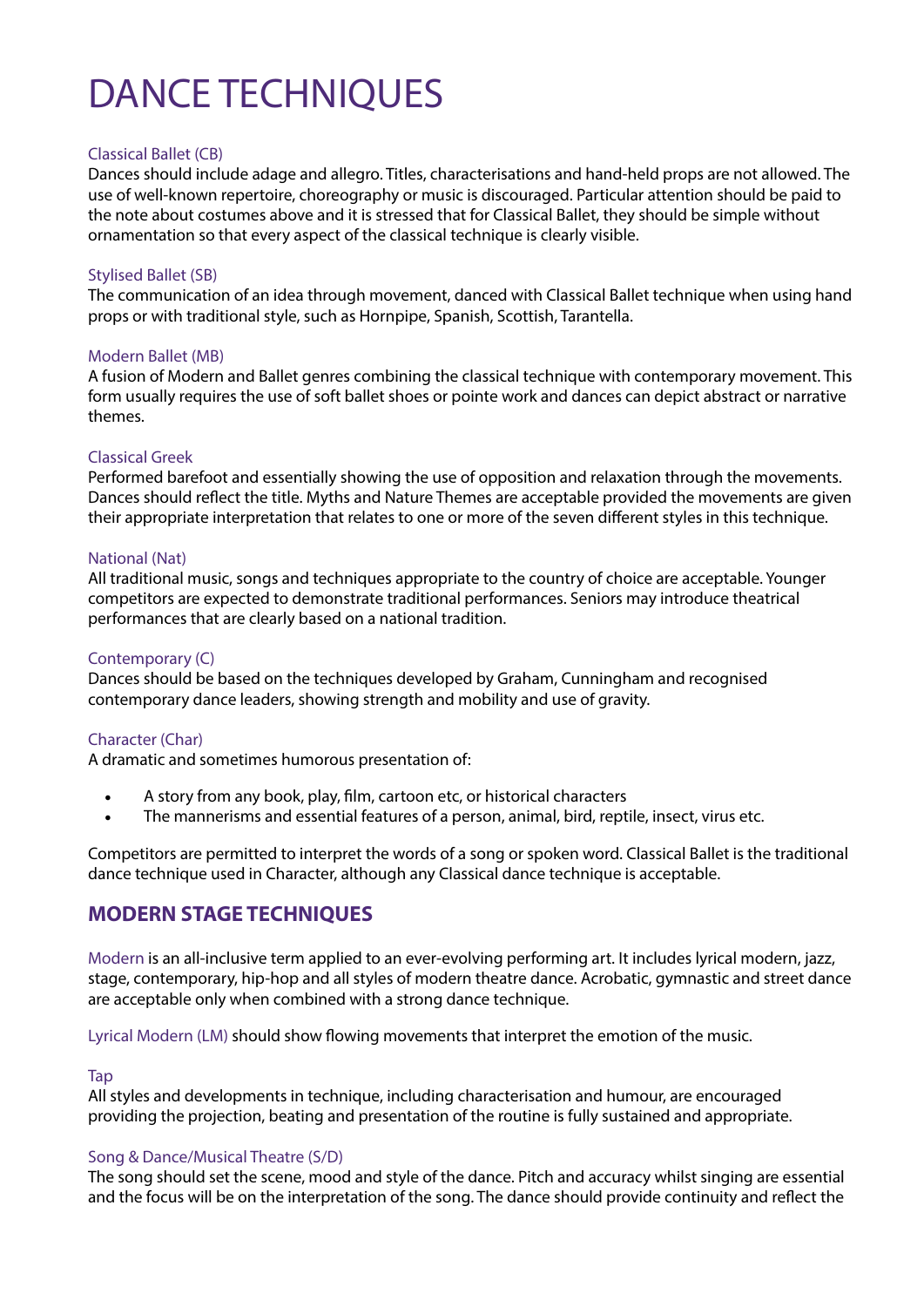# DANCE TECHNIQUES

### Classical Ballet (CB)

Dances should include adage and allegro. Titles, characterisations and hand-held props are not allowed. The use of well-known repertoire, choreography or music is discouraged. Particular attention should be paid to the note about costumes above and it is stressed that for Classical Ballet, they should be simple without ornamentation so that every aspect of the classical technique is clearly visible.

### Stylised Ballet (SB)

The communication of an idea through movement, danced with Classical Ballet technique when using hand props or with traditional style, such as Hornpipe, Spanish, Scottish, Tarantella.

### Modern Ballet (MB)

A fusion of Modern and Ballet genres combining the classical technique with contemporary movement. This form usually requires the use of soft ballet shoes or pointe work and dances can depict abstract or narrative themes.

### Classical Greek

Performed barefoot and essentially showing the use of opposition and relaxation through the movements. Dances should reflect the title. Myths and Nature Themes are acceptable provided the movements are given their appropriate interpretation that relates to one or more of the seven different styles in this technique.

### National (Nat)

All traditional music, songs and techniques appropriate to the country of choice are acceptable. Younger competitors are expected to demonstrate traditional performances. Seniors may introduce theatrical performances that are clearly based on a national tradition.

### Contemporary (C)

Dances should be based on the techniques developed by Graham, Cunningham and recognised contemporary dance leaders, showing strength and mobility and use of gravity.

### Character (Char)

A dramatic and sometimes humorous presentation of:

- A story from any book, play, film, cartoon etc, or historical characters
- The mannerisms and essential features of a person, animal, bird, reptile, insect, virus etc.

Competitors are permitted to interpret the words of a song or spoken word. Classical Ballet is the traditional dance technique used in Character, although any Classical dance technique is acceptable.

## MODERN STAGE TECHNIQUES

Modern is an all-inclusive term applied to an ever-evolving performing art. It includes lyrical modern, jazz, stage, contemporary, hip-hop and all styles of modern theatre dance. Acrobatic, gymnastic and street dance are acceptable only when combined with a strong dance technique.

Lyrical Modern (LM) should show flowing movements that interpret the emotion of the music.

### Tap

All styles and developments in technique, including characterisation and humour, are encouraged providing the projection, beating and presentation of the routine is fully sustained and appropriate.

### Song & Dance/Musical Theatre (S/D)

The song should set the scene, mood and style of the dance. Pitch and accuracy whilst singing are essential and the focus will be on the interpretation of the song. The dance should provide continuity and reflect the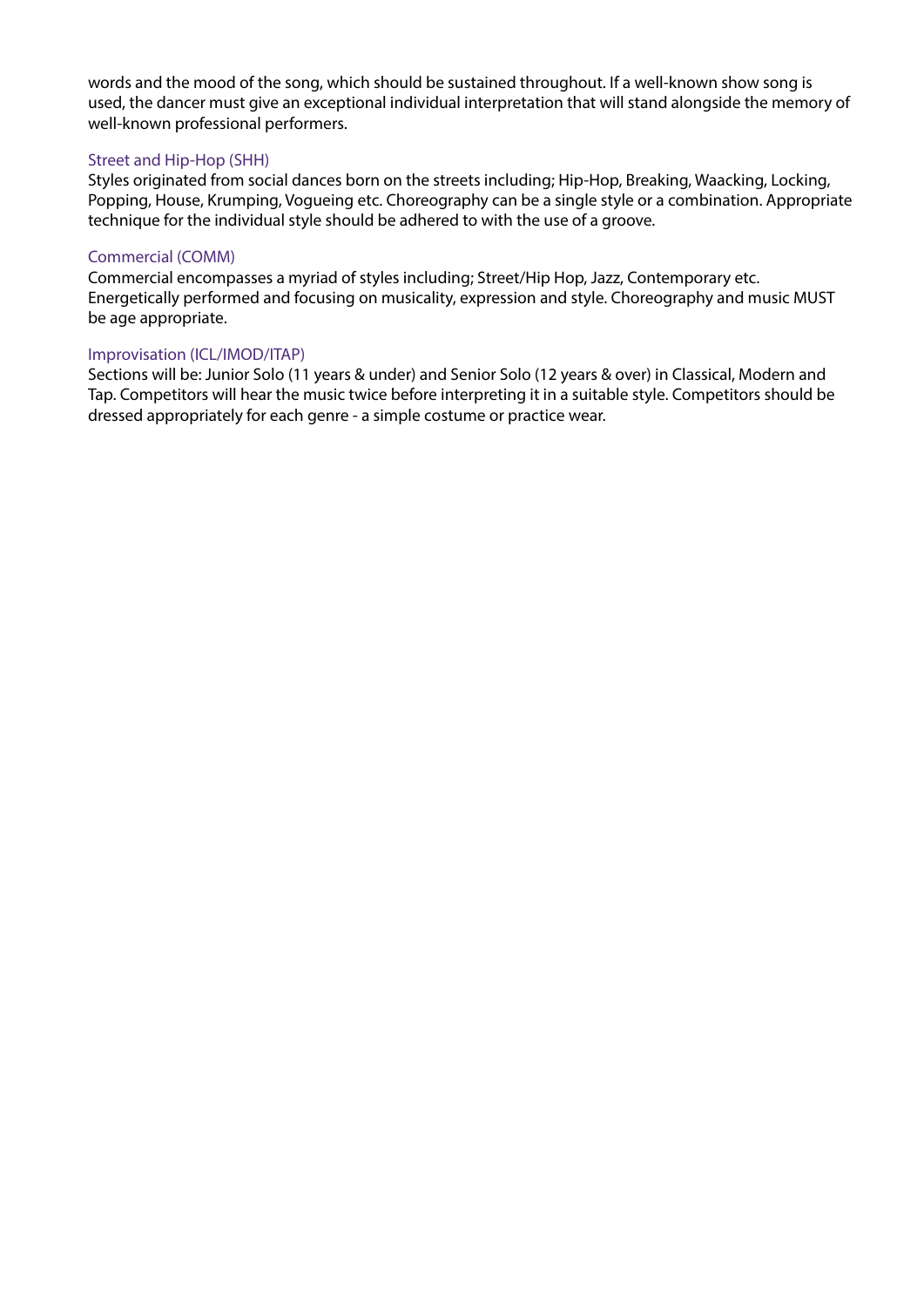words and the mood of the song, which should be sustained throughout. If a well-known show song is used, the dancer must give an exceptional individual interpretation that will stand alongside the memory of well-known professional performers.

### Street and Hip-Hop (SHH)

Styles originated from social dances born on the streets including; Hip-Hop, Breaking, Waacking, Locking, Popping, House, Krumping, Vogueing etc. Choreography can be a single style or a combination. Appropriate technique for the individual style should be adhered to with the use of a groove.

### Commercial (COMM)

Commercial encompasses a myriad of styles including; Street/Hip Hop, Jazz, Contemporary etc. Energetically performed and focusing on musicality, expression and style. Choreography and music MUST be age appropriate.

### Improvisation (ICL/IMOD/ITAP)

Sections will be: Junior Solo (11 years & under) and Senior Solo (12 years & over) in Classical, Modern and Tap. Competitors will hear the music twice before interpreting it in a suitable style. Competitors should be dressed appropriately for each genre - a simple costume or practice wear.